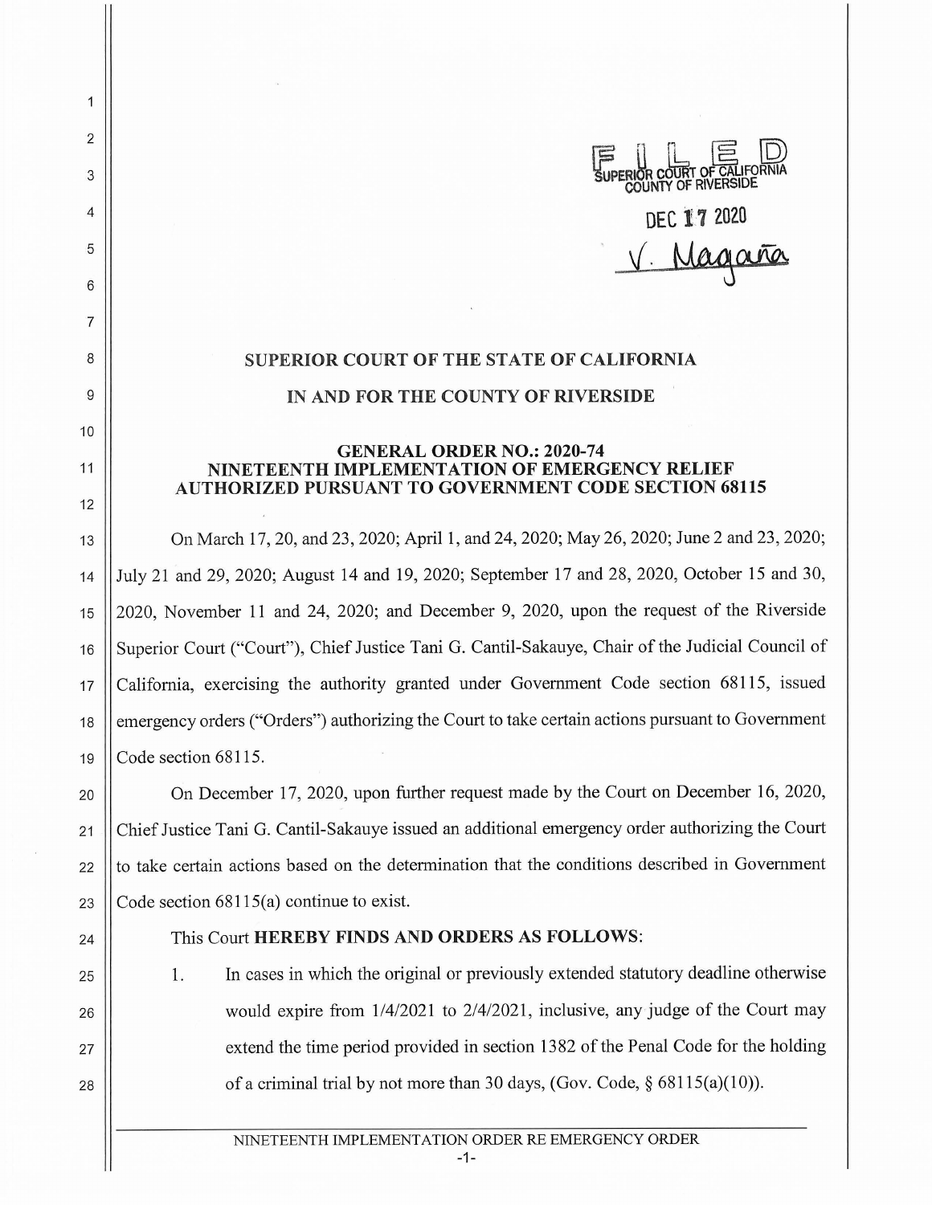FILED
SUPERIOR COURT OF CALIFORNIA
COUNTY OF RIVERSIDE

DEC 17 2020

V. Magaña

**SUPERIOR COURT OF THE STATE OF CALIFORNIA**

**IN AND FOR THE COUNTY OF RIVERSIDE**

**GENERAL ORDER NO.: 2020-74**
**NINETEENTH IMPLEMENTATION OF EMERGENCY RELIEF AUTHORIZED PURSUANT TO GOVERNMENT CODE SECTION 68115**

On March 17, 20, and 23, 2020; April 1, and 24, 2020; May 26, 2020; June 2 and 23, 2020; July 21 and 29, 2020; August 14 and 19, 2020; September 17 and 28, 2020, October 15 and 30, 2020, November 11 and 24, 2020; and December 9, 2020, upon the request of the Riverside Superior Court ("Court"), Chief Justice Tani G. Cantil-Sakauye, Chair of the Judicial Council of California, exercising the authority granted under Government Code section 68115, issued emergency orders ("Orders") authorizing the Court to take certain actions pursuant to Government Code section 68115.

On December 17, 2020, upon further request made by the Court on December 16, 2020, Chief Justice Tani G. Cantil-Sakauye issued an additional emergency order authorizing the Court to take certain actions based on the determination that the conditions described in Government Code section 68115(a) continue to exist.

This Court **HEREBY FINDS AND ORDERS AS FOLLOWS**:

1. In cases in which the original or previously extended statutory deadline otherwise would expire from 1/4/2021 to 2/4/2021, inclusive, any judge of the Court may extend the time period provided in section 1382 of the Penal Code for the holding of a criminal trial by not more than 30 days, (Gov. Code, § 68115(a)(10)).

NINETEENTH IMPLEMENTATION ORDER RE EMERGENCY ORDER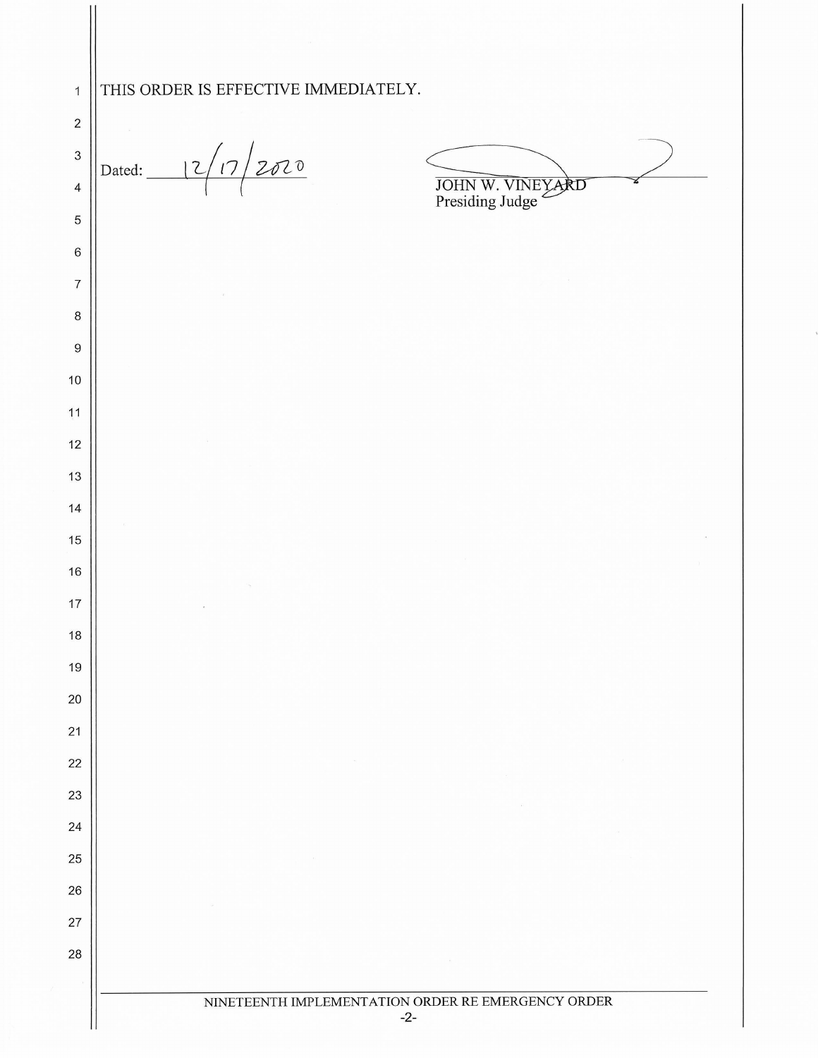THIS ORDER IS EFFECTIVE IMMEDIATELY.

Dated: 12/17/2020

JOHN W. VINEYARD
Presiding Judge